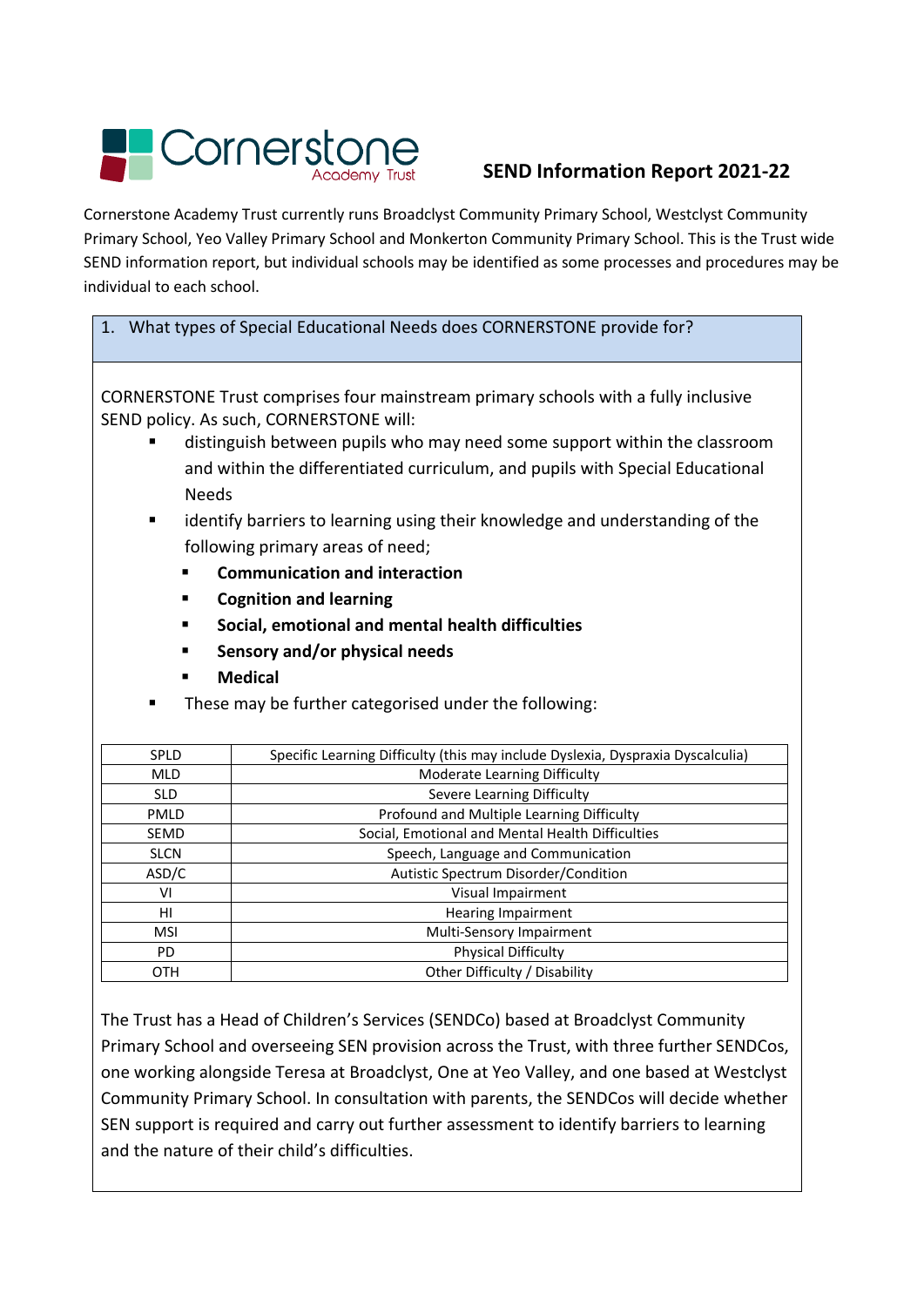# Cornerstone Academy Trust

## SEND Information Report 2021-22

Cornerstone Academy Trust currently runs Broadclyst Community Primary School, Westclyst Community Primary School, Yeo Valley Primary School and Monkerton Community Primary School. This is the Trust wide SEND information report, but individual schools may be identified as some processes and procedures may be individual to each school.

### 1. What types of Special Educational Needs does CORNERSTONE provide for?

CORNERSTONE Trust comprises four mainstream primary schools with a fully inclusive SEND policy. As such, CORNERSTONE will:

- distinguish between pupils who may need some support within the classroom and within the differentiated curriculum, and pupils with Special Educational Needs
- identify barriers to learning using their knowledge and understanding of the following primary areas of need;
  - **Communication and interaction**
  - **Cognition and learning**
  - **Social, emotional and mental health difficulties**
  - **Sensory and/or physical needs**
  - **Medical**
- These may be further categorised under the following:

| | |
|---|---|
| SPLD | Specific Learning Difficulty (this may include Dyslexia, Dyspraxia Dyscalculia) |
| MLD | Moderate Learning Difficulty |
| SLD | Severe Learning Difficulty |
| PMLD | Profound and Multiple Learning Difficulty |
| SEMD | Social, Emotional and Mental Health Difficulties |
| SLCN | Speech, Language and Communication |
| ASD/C | Autistic Spectrum Disorder/Condition |
| VI | Visual Impairment |
| HI | Hearing Impairment |
| MSI | Multi-Sensory Impairment |
| PD | Physical Difficulty |
| OTH | Other Difficulty / Disability |

The Trust has a Head of Children's Services (SENDCo) based at Broadclyst Community Primary School and overseeing SEN provision across the Trust, with three further SENDCos, one working alongside Teresa at Broadclyst, One at Yeo Valley, and one based at Westclyst Community Primary School. In consultation with parents, the SENDCos will decide whether SEN support is required and carry out further assessment to identify barriers to learning and the nature of their child's difficulties.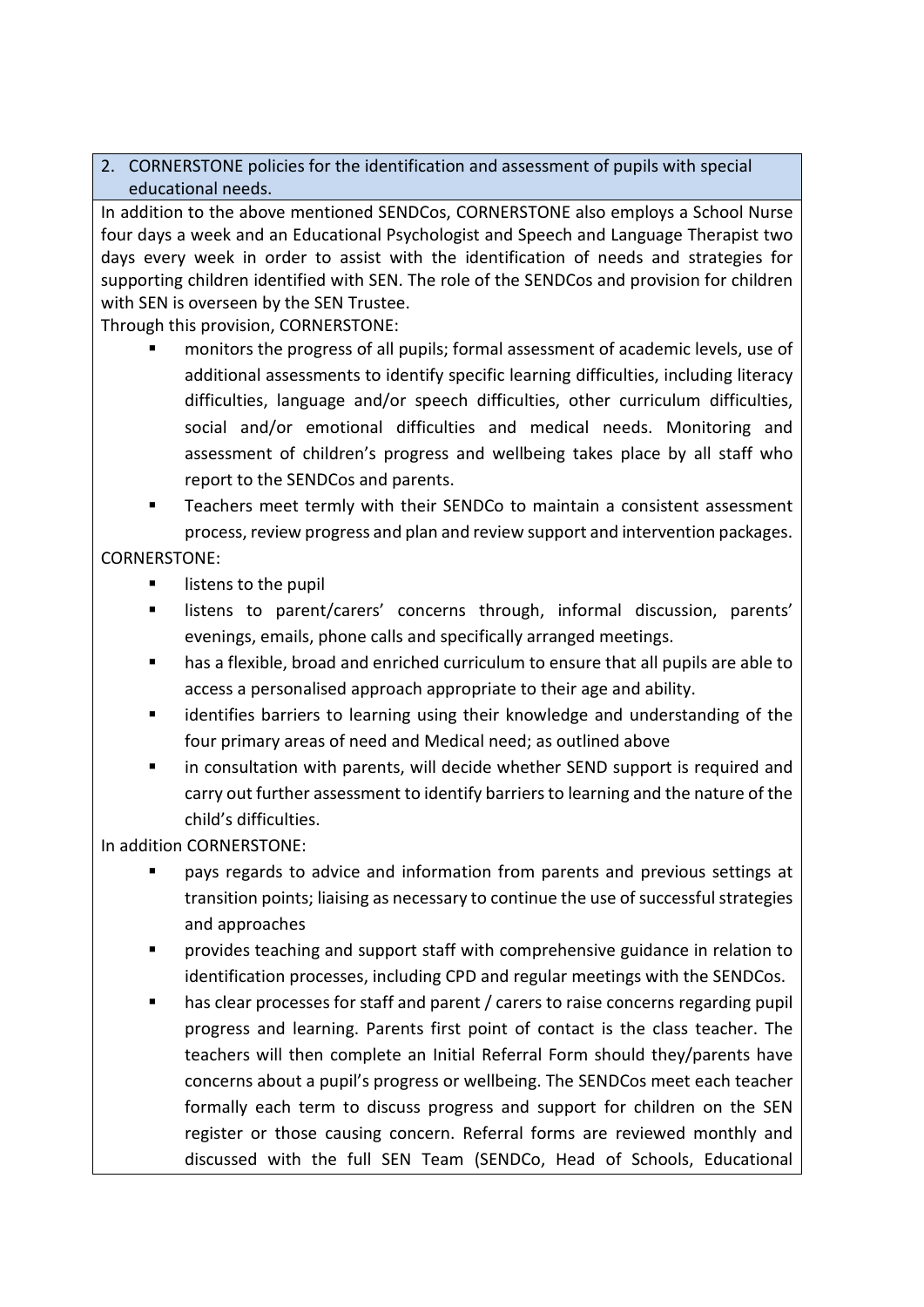## 2. CORNERSTONE policies for the identification and assessment of pupils with special educational needs.

In addition to the above mentioned SENDCos, CORNERSTONE also employs a School Nurse four days a week and an Educational Psychologist and Speech and Language Therapist two days every week in order to assist with the identification of needs and strategies for supporting children identified with SEN. The role of the SENDCos and provision for children with SEN is overseen by the SEN Trustee.

Through this provision, CORNERSTONE:

- monitors the progress of all pupils; formal assessment of academic levels, use of additional assessments to identify specific learning difficulties, including literacy difficulties, language and/or speech difficulties, other curriculum difficulties, social and/or emotional difficulties and medical needs. Monitoring and assessment of children's progress and wellbeing takes place by all staff who report to the SENDCos and parents.
- Teachers meet termly with their SENDCo to maintain a consistent assessment process, review progress and plan and review support and intervention packages.

CORNERSTONE:

- listens to the pupil
- listens to parent/carers' concerns through, informal discussion, parents' evenings, emails, phone calls and specifically arranged meetings.
- has a flexible, broad and enriched curriculum to ensure that all pupils are able to access a personalised approach appropriate to their age and ability.
- identifies barriers to learning using their knowledge and understanding of the four primary areas of need and Medical need; as outlined above
- in consultation with parents, will decide whether SEND support is required and carry out further assessment to identify barriers to learning and the nature of the child's difficulties.

In addition CORNERSTONE:

- pays regards to advice and information from parents and previous settings at transition points; liaising as necessary to continue the use of successful strategies and approaches
- provides teaching and support staff with comprehensive guidance in relation to identification processes, including CPD and regular meetings with the SENDCos.
- has clear processes for staff and parent / carers to raise concerns regarding pupil progress and learning. Parents first point of contact is the class teacher. The teachers will then complete an Initial Referral Form should they/parents have concerns about a pupil's progress or wellbeing. The SENDCos meet each teacher formally each term to discuss progress and support for children on the SEN register or those causing concern. Referral forms are reviewed monthly and discussed with the full SEN Team (SENDCo, Head of Schools, Educational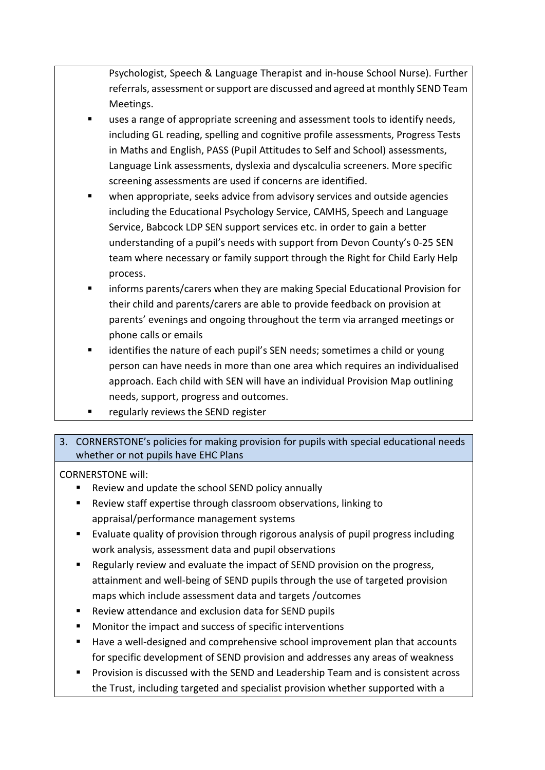Psychologist, Speech & Language Therapist and in-house School Nurse). Further referrals, assessment or support are discussed and agreed at monthly SEND Team Meetings.

- uses a range of appropriate screening and assessment tools to identify needs, including GL reading, spelling and cognitive profile assessments, Progress Tests in Maths and English, PASS (Pupil Attitudes to Self and School) assessments, Language Link assessments, dyslexia and dyscalculia screeners. More specific screening assessments are used if concerns are identified.
- when appropriate, seeks advice from advisory services and outside agencies including the Educational Psychology Service, CAMHS, Speech and Language Service, Babcock LDP SEN support services etc. in order to gain a better understanding of a pupil's needs with support from Devon County's 0-25 SEN team where necessary or family support through the Right for Child Early Help process.
- informs parents/carers when they are making Special Educational Provision for their child and parents/carers are able to provide feedback on provision at parents' evenings and ongoing throughout the term via arranged meetings or phone calls or emails
- identifies the nature of each pupil's SEN needs; sometimes a child or young person can have needs in more than one area which requires an individualised approach. Each child with SEN will have an individual Provision Map outlining needs, support, progress and outcomes.
- regularly reviews the SEND register

## 3. CORNERSTONE's policies for making provision for pupils with special educational needs whether or not pupils have EHC Plans

CORNERSTONE will:

- Review and update the school SEND policy annually
- Review staff expertise through classroom observations, linking to appraisal/performance management systems
- Evaluate quality of provision through rigorous analysis of pupil progress including work analysis, assessment data and pupil observations
- Regularly review and evaluate the impact of SEND provision on the progress, attainment and well-being of SEND pupils through the use of targeted provision maps which include assessment data and targets /outcomes
- Review attendance and exclusion data for SEND pupils
- Monitor the impact and success of specific interventions
- Have a well-designed and comprehensive school improvement plan that accounts for specific development of SEND provision and addresses any areas of weakness
- Provision is discussed with the SEND and Leadership Team and is consistent across the Trust, including targeted and specialist provision whether supported with a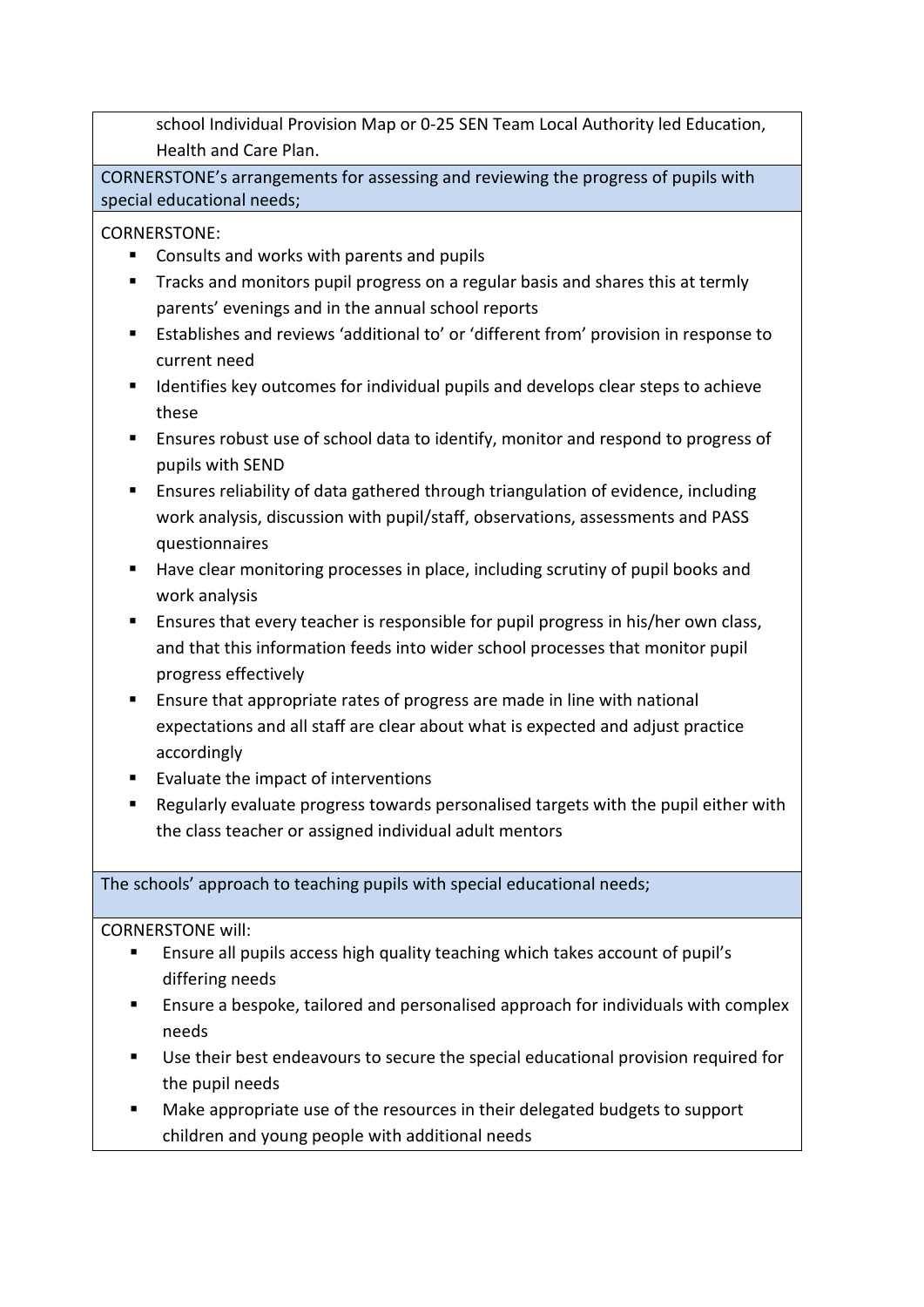school Individual Provision Map or 0-25 SEN Team Local Authority led Education, Health and Care Plan.

**CORNERSTONE's arrangements for assessing and reviewing the progress of pupils with special educational needs;**

CORNERSTONE:

- Consults and works with parents and pupils
- Tracks and monitors pupil progress on a regular basis and shares this at termly parents' evenings and in the annual school reports
- Establishes and reviews 'additional to' or 'different from' provision in response to current need
- Identifies key outcomes for individual pupils and develops clear steps to achieve these
- Ensures robust use of school data to identify, monitor and respond to progress of pupils with SEND
- Ensures reliability of data gathered through triangulation of evidence, including work analysis, discussion with pupil/staff, observations, assessments and PASS questionnaires
- Have clear monitoring processes in place, including scrutiny of pupil books and work analysis
- Ensures that every teacher is responsible for pupil progress in his/her own class, and that this information feeds into wider school processes that monitor pupil progress effectively
- Ensure that appropriate rates of progress are made in line with national expectations and all staff are clear about what is expected and adjust practice accordingly
- Evaluate the impact of interventions
- Regularly evaluate progress towards personalised targets with the pupil either with the class teacher or assigned individual adult mentors

**The schools' approach to teaching pupils with special educational needs;**

CORNERSTONE will:

- Ensure all pupils access high quality teaching which takes account of pupil's differing needs
- Ensure a bespoke, tailored and personalised approach for individuals with complex needs
- Use their best endeavours to secure the special educational provision required for the pupil needs
- Make appropriate use of the resources in their delegated budgets to support children and young people with additional needs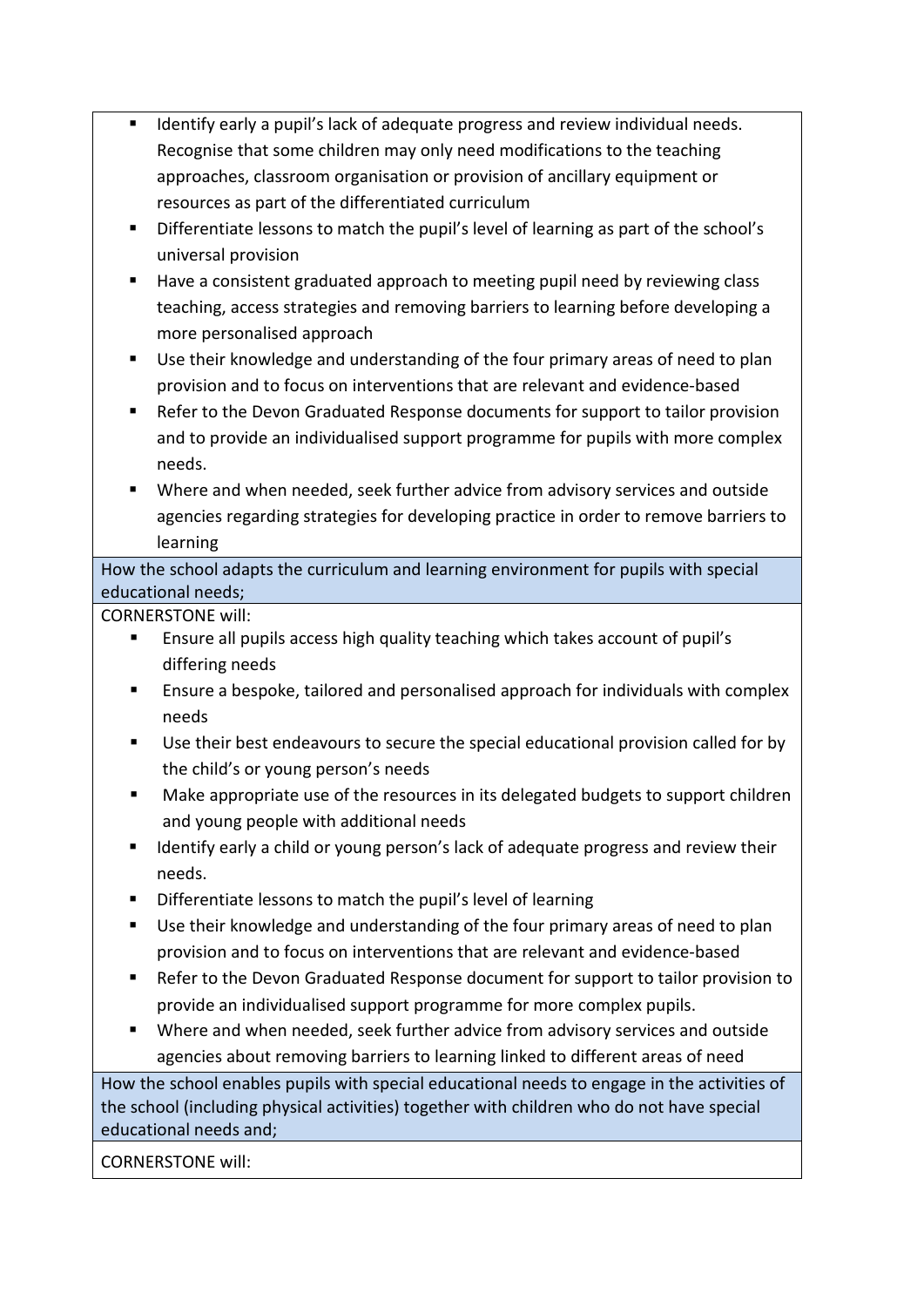- Identify early a pupil's lack of adequate progress and review individual needs. Recognise that some children may only need modifications to the teaching approaches, classroom organisation or provision of ancillary equipment or resources as part of the differentiated curriculum
- Differentiate lessons to match the pupil's level of learning as part of the school's universal provision
- Have a consistent graduated approach to meeting pupil need by reviewing class teaching, access strategies and removing barriers to learning before developing a more personalised approach
- Use their knowledge and understanding of the four primary areas of need to plan provision and to focus on interventions that are relevant and evidence-based
- Refer to the Devon Graduated Response documents for support to tailor provision and to provide an individualised support programme for pupils with more complex needs.
- Where and when needed, seek further advice from advisory services and outside agencies regarding strategies for developing practice in order to remove barriers to learning

**How the school adapts the curriculum and learning environment for pupils with special educational needs;**

CORNERSTONE will:

- Ensure all pupils access high quality teaching which takes account of pupil's differing needs
- Ensure a bespoke, tailored and personalised approach for individuals with complex needs
- Use their best endeavours to secure the special educational provision called for by the child's or young person's needs
- Make appropriate use of the resources in its delegated budgets to support children and young people with additional needs
- Identify early a child or young person's lack of adequate progress and review their needs.
- Differentiate lessons to match the pupil's level of learning
- Use their knowledge and understanding of the four primary areas of need to plan provision and to focus on interventions that are relevant and evidence-based
- Refer to the Devon Graduated Response document for support to tailor provision to provide an individualised support programme for more complex pupils.
- Where and when needed, seek further advice from advisory services and outside agencies about removing barriers to learning linked to different areas of need

**How the school enables pupils with special educational needs to engage in the activities of the school (including physical activities) together with children who do not have special educational needs and;**

CORNERSTONE will: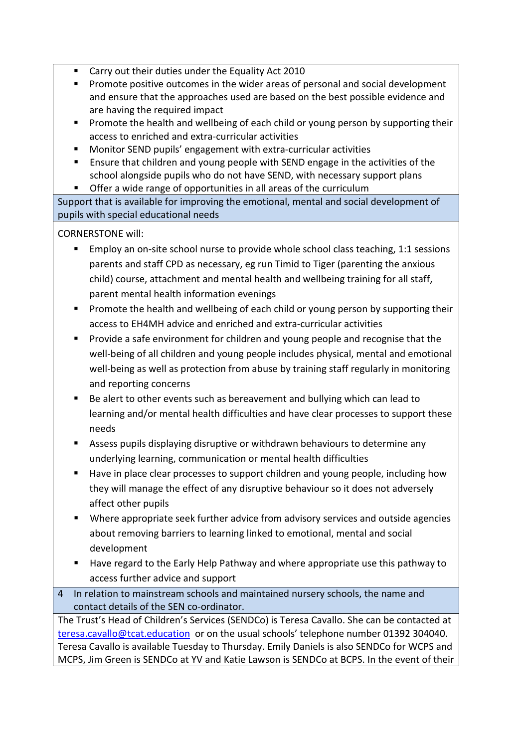- Carry out their duties under the Equality Act 2010
- Promote positive outcomes in the wider areas of personal and social development and ensure that the approaches used are based on the best possible evidence and are having the required impact
- Promote the health and wellbeing of each child or young person by supporting their access to enriched and extra-curricular activities
- Monitor SEND pupils' engagement with extra-curricular activities
- Ensure that children and young people with SEND engage in the activities of the school alongside pupils who do not have SEND, with necessary support plans
- Offer a wide range of opportunities in all areas of the curriculum

**Support that is available for improving the emotional, mental and social development of pupils with special educational needs**

CORNERSTONE will:

- Employ an on-site school nurse to provide whole school class teaching, 1:1 sessions parents and staff CPD as necessary, eg run Timid to Tiger (parenting the anxious child) course, attachment and mental health and wellbeing training for all staff, parent mental health information evenings
- Promote the health and wellbeing of each child or young person by supporting their access to EH4MH advice and enriched and extra-curricular activities
- Provide a safe environment for children and young people and recognise that the well-being of all children and young people includes physical, mental and emotional well-being as well as protection from abuse by training staff regularly in monitoring and reporting concerns
- Be alert to other events such as bereavement and bullying which can lead to learning and/or mental health difficulties and have clear processes to support these needs
- Assess pupils displaying disruptive or withdrawn behaviours to determine any underlying learning, communication or mental health difficulties
- Have in place clear processes to support children and young people, including how they will manage the effect of any disruptive behaviour so it does not adversely affect other pupils
- Where appropriate seek further advice from advisory services and outside agencies about removing barriers to learning linked to emotional, mental and social development
- Have regard to the Early Help Pathway and where appropriate use this pathway to access further advice and support

**4 In relation to mainstream schools and maintained nursery schools, the name and contact details of the SEN co-ordinator.**

The Trust's Head of Children's Services (SENDCo) is Teresa Cavallo. She can be contacted at teresa.cavallo@tcat.education or on the usual schools' telephone number 01392 304040. Teresa Cavallo is available Tuesday to Thursday. Emily Daniels is also SENDCo for WCPS and MCPS, Jim Green is SENDCo at YV and Katie Lawson is SENDCo at BCPS. In the event of their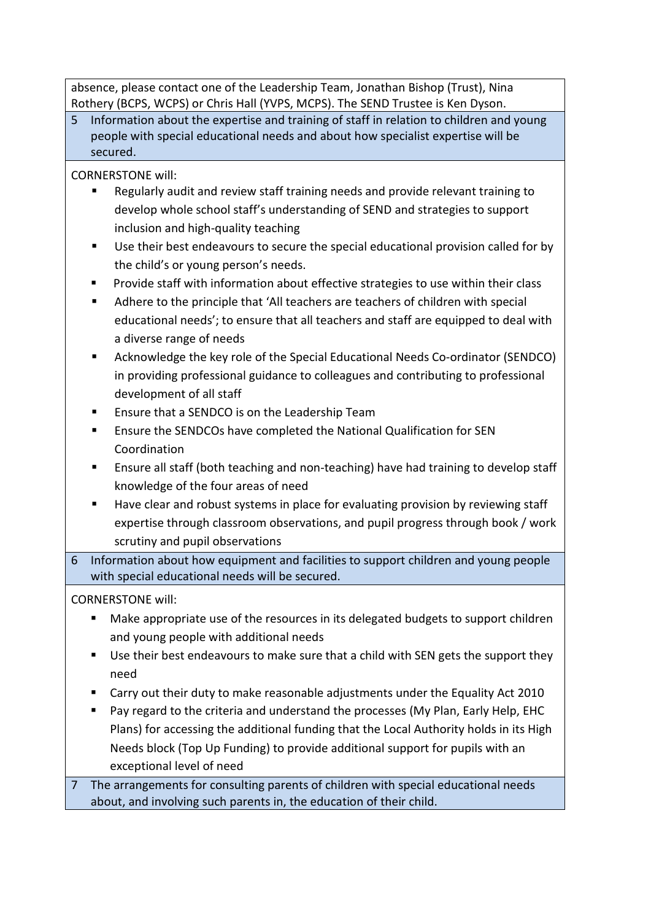absence, please contact one of the Leadership Team, Jonathan Bishop (Trust), Nina Rothery (BCPS, WCPS) or Chris Hall (YVPS, MCPS). The SEND Trustee is Ken Dyson.

### 5 Information about the expertise and training of staff in relation to children and young people with special educational needs and about how specialist expertise will be secured.

CORNERSTONE will:

- Regularly audit and review staff training needs and provide relevant training to develop whole school staff's understanding of SEND and strategies to support inclusion and high-quality teaching
- Use their best endeavours to secure the special educational provision called for by the child's or young person's needs.
- Provide staff with information about effective strategies to use within their class
- Adhere to the principle that 'All teachers are teachers of children with special educational needs'; to ensure that all teachers and staff are equipped to deal with a diverse range of needs
- Acknowledge the key role of the Special Educational Needs Co-ordinator (SENDCO) in providing professional guidance to colleagues and contributing to professional development of all staff
- Ensure that a SENDCO is on the Leadership Team
- Ensure the SENDCOs have completed the National Qualification for SEN Coordination
- Ensure all staff (both teaching and non-teaching) have had training to develop staff knowledge of the four areas of need
- Have clear and robust systems in place for evaluating provision by reviewing staff expertise through classroom observations, and pupil progress through book / work scrutiny and pupil observations

### 6 Information about how equipment and facilities to support children and young people with special educational needs will be secured.

CORNERSTONE will:

- Make appropriate use of the resources in its delegated budgets to support children and young people with additional needs
- Use their best endeavours to make sure that a child with SEN gets the support they need
- Carry out their duty to make reasonable adjustments under the Equality Act 2010
- Pay regard to the criteria and understand the processes (My Plan, Early Help, EHC Plans) for accessing the additional funding that the Local Authority holds in its High Needs block (Top Up Funding) to provide additional support for pupils with an exceptional level of need

### 7 The arrangements for consulting parents of children with special educational needs about, and involving such parents in, the education of their child.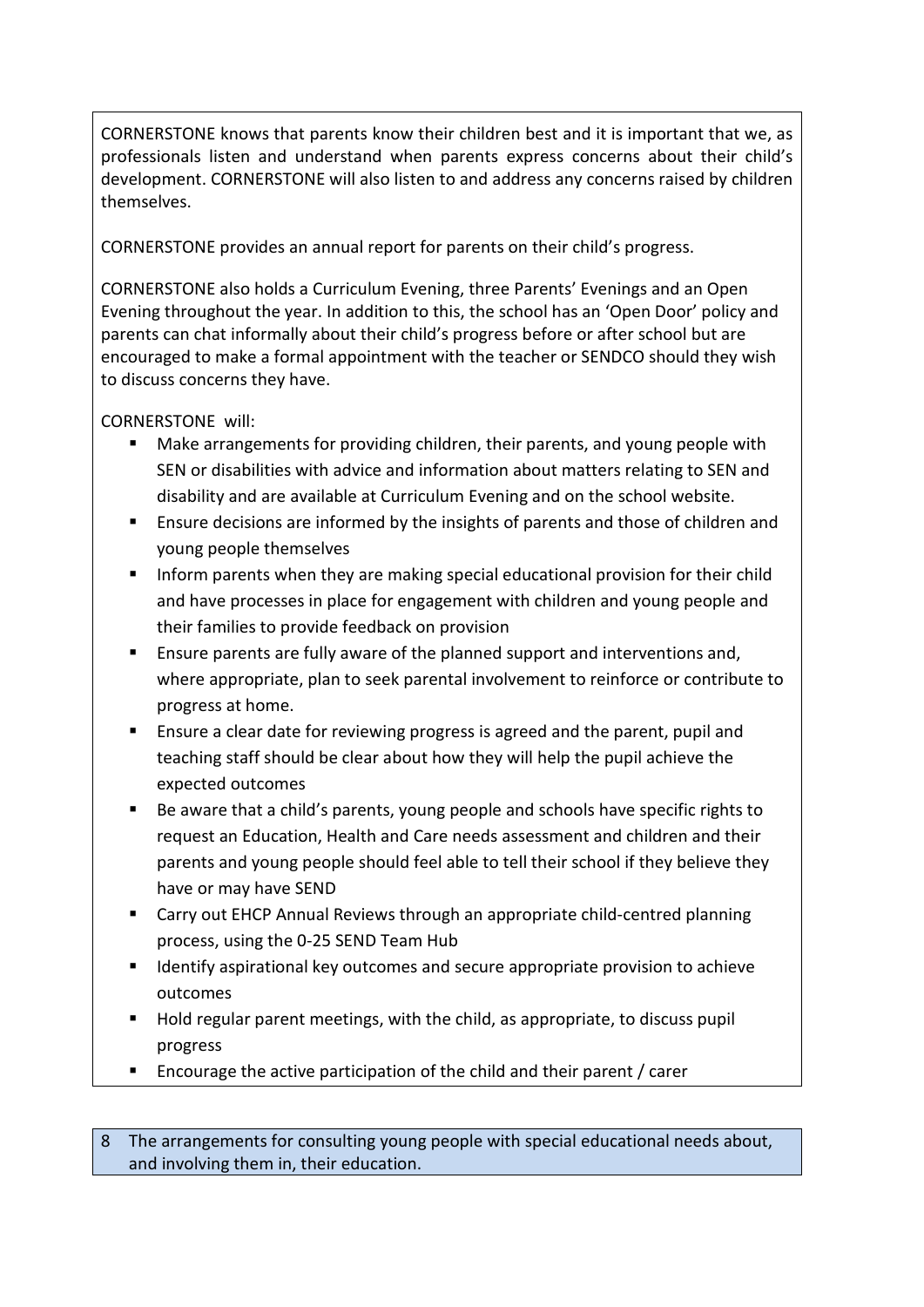CORNERSTONE knows that parents know their children best and it is important that we, as professionals listen and understand when parents express concerns about their child's development. CORNERSTONE will also listen to and address any concerns raised by children themselves.

CORNERSTONE provides an annual report for parents on their child's progress.

CORNERSTONE also holds a Curriculum Evening, three Parents' Evenings and an Open Evening throughout the year. In addition to this, the school has an 'Open Door' policy and parents can chat informally about their child's progress before or after school but are encouraged to make a formal appointment with the teacher or SENDCO should they wish to discuss concerns they have.

CORNERSTONE will:

- Make arrangements for providing children, their parents, and young people with SEN or disabilities with advice and information about matters relating to SEN and disability and are available at Curriculum Evening and on the school website.
- Ensure decisions are informed by the insights of parents and those of children and young people themselves
- Inform parents when they are making special educational provision for their child and have processes in place for engagement with children and young people and their families to provide feedback on provision
- Ensure parents are fully aware of the planned support and interventions and, where appropriate, plan to seek parental involvement to reinforce or contribute to progress at home.
- Ensure a clear date for reviewing progress is agreed and the parent, pupil and teaching staff should be clear about how they will help the pupil achieve the expected outcomes
- Be aware that a child's parents, young people and schools have specific rights to request an Education, Health and Care needs assessment and children and their parents and young people should feel able to tell their school if they believe they have or may have SEND
- Carry out EHCP Annual Reviews through an appropriate child-centred planning process, using the 0-25 SEND Team Hub
- Identify aspirational key outcomes and secure appropriate provision to achieve outcomes
- Hold regular parent meetings, with the child, as appropriate, to discuss pupil progress
- Encourage the active participation of the child and their parent / carer

## 8 The arrangements for consulting young people with special educational needs about, and involving them in, their education.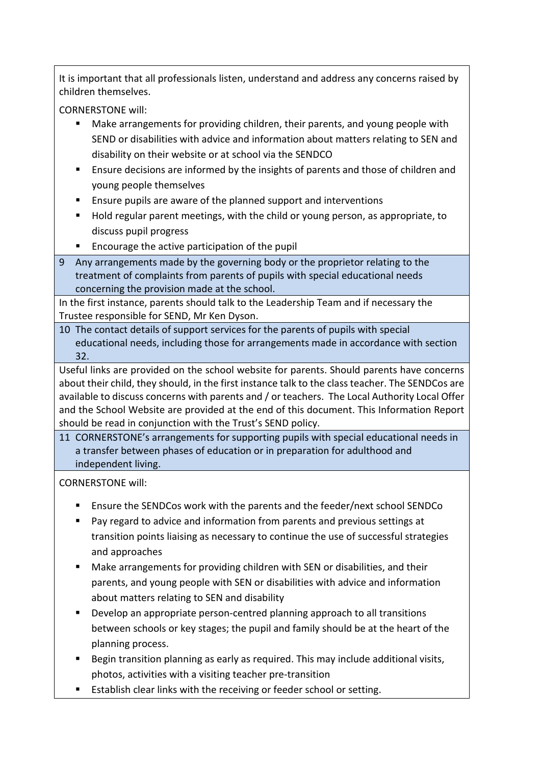It is important that all professionals listen, understand and address any concerns raised by children themselves.

CORNERSTONE will:

- Make arrangements for providing children, their parents, and young people with SEND or disabilities with advice and information about matters relating to SEN and disability on their website or at school via the SENDCO
- Ensure decisions are informed by the insights of parents and those of children and young people themselves
- Ensure pupils are aware of the planned support and interventions
- Hold regular parent meetings, with the child or young person, as appropriate, to discuss pupil progress
- Encourage the active participation of the pupil

**9 Any arrangements made by the governing body or the proprietor relating to the treatment of complaints from parents of pupils with special educational needs concerning the provision made at the school.**

In the first instance, parents should talk to the Leadership Team and if necessary the Trustee responsible for SEND, Mr Ken Dyson.

**10 The contact details of support services for the parents of pupils with special educational needs, including those for arrangements made in accordance with section 32.**

Useful links are provided on the school website for parents. Should parents have concerns about their child, they should, in the first instance talk to the class teacher. The SENDCos are available to discuss concerns with parents and / or teachers. The Local Authority Local Offer and the School Website are provided at the end of this document. This Information Report should be read in conjunction with the Trust's SEND policy.

**11 CORNERSTONE's arrangements for supporting pupils with special educational needs in a transfer between phases of education or in preparation for adulthood and independent living.**

CORNERSTONE will:

- Ensure the SENDCos work with the parents and the feeder/next school SENDCo
- Pay regard to advice and information from parents and previous settings at transition points liaising as necessary to continue the use of successful strategies and approaches
- Make arrangements for providing children with SEN or disabilities, and their parents, and young people with SEN or disabilities with advice and information about matters relating to SEN and disability
- Develop an appropriate person-centred planning approach to all transitions between schools or key stages; the pupil and family should be at the heart of the planning process.
- Begin transition planning as early as required. This may include additional visits, photos, activities with a visiting teacher pre-transition
- Establish clear links with the receiving or feeder school or setting.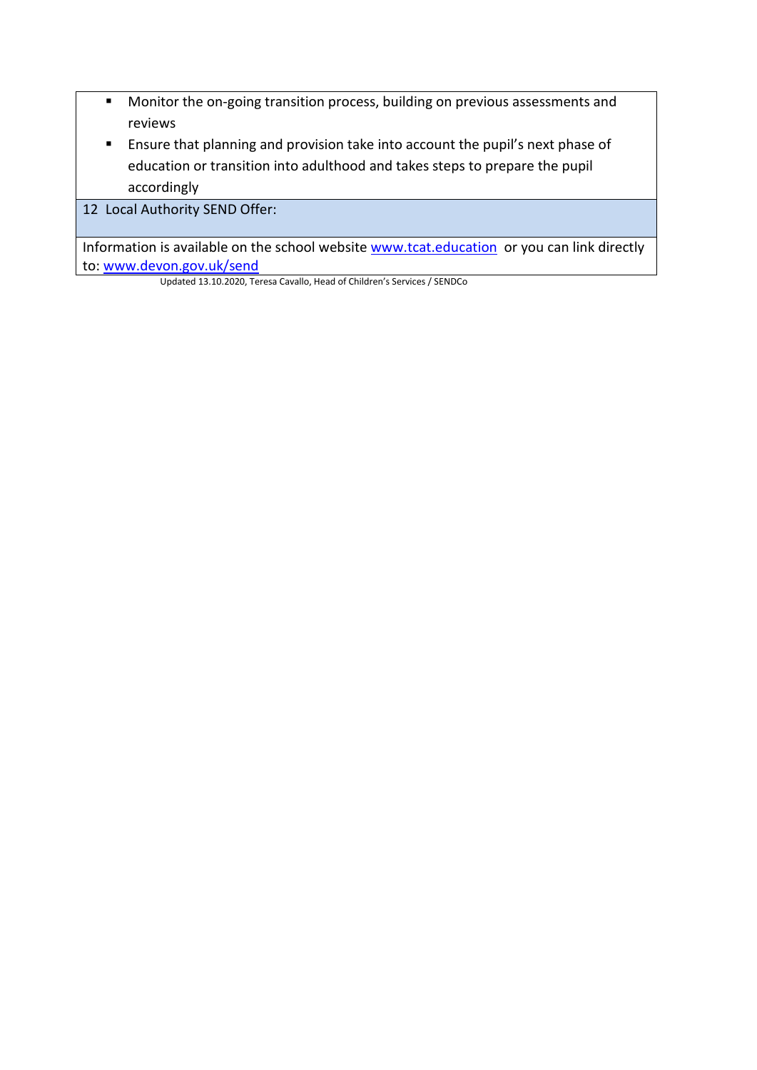- Monitor the on-going transition process, building on previous assessments and reviews
- Ensure that planning and provision take into account the pupil's next phase of education or transition into adulthood and takes steps to prepare the pupil accordingly

| |
|---|
| 12 Local Authority SEND Offer: |
| Information is available on the school website www.tcat.education or you can link directly to: www.devon.gov.uk/send |

Updated 13.10.2020, Teresa Cavallo, Head of Children's Services / SENDCo